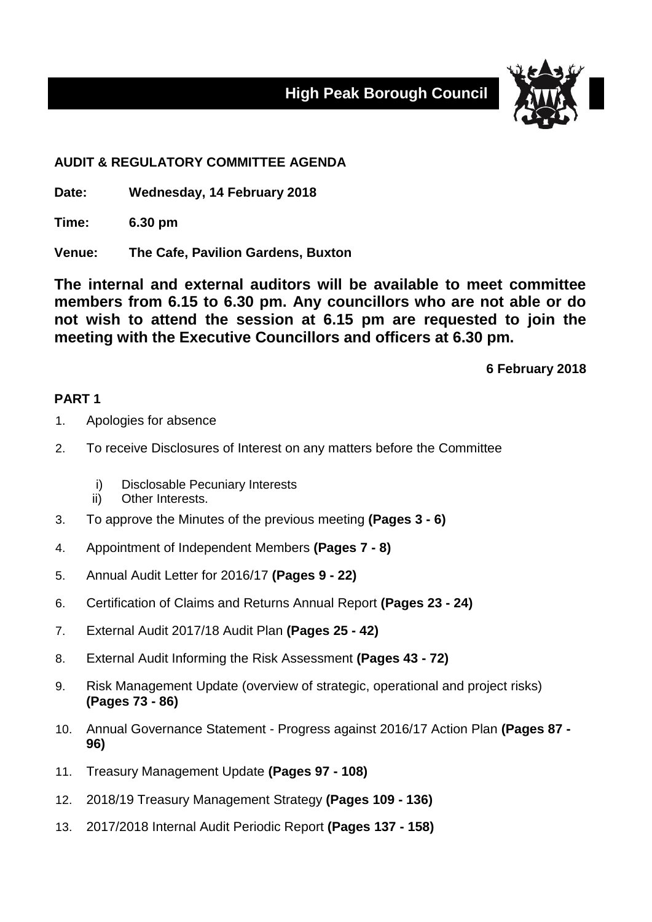# High Peak Borough Council

## AUDIT & REGULATORY COMMITTEE AGENDA

**Date:** **Wednesday, 14 February 2018**

**Time:** **6.30 pm**

**Venue:** **The Cafe, Pavilion Gardens, Buxton**

**The internal and external auditors will be available to meet committee members from 6.15 to 6.30 pm. Any councillors who are not able or do not wish to attend the session at 6.15 pm are requested to join the meeting with the Executive Councillors and officers at 6.30 pm.**

**6 February 2018**

### PART 1

1. Apologies for absence
2. To receive Disclosures of Interest on any matters before the Committee
   i) Disclosable Pecuniary Interests
   ii) Other Interests.
3. To approve the Minutes of the previous meeting **(Pages 3 - 6)**
4. Appointment of Independent Members **(Pages 7 - 8)**
5. Annual Audit Letter for 2016/17 **(Pages 9 - 22)**
6. Certification of Claims and Returns Annual Report **(Pages 23 - 24)**
7. External Audit 2017/18 Audit Plan **(Pages 25 - 42)**
8. External Audit Informing the Risk Assessment **(Pages 43 - 72)**
9. Risk Management Update (overview of strategic, operational and project risks) **(Pages 73 - 86)**
10. Annual Governance Statement - Progress against 2016/17 Action Plan **(Pages 87 - 96)**
11. Treasury Management Update **(Pages 97 - 108)**
12. 2018/19 Treasury Management Strategy **(Pages 109 - 136)**
13. 2017/2018 Internal Audit Periodic Report **(Pages 137 - 158)**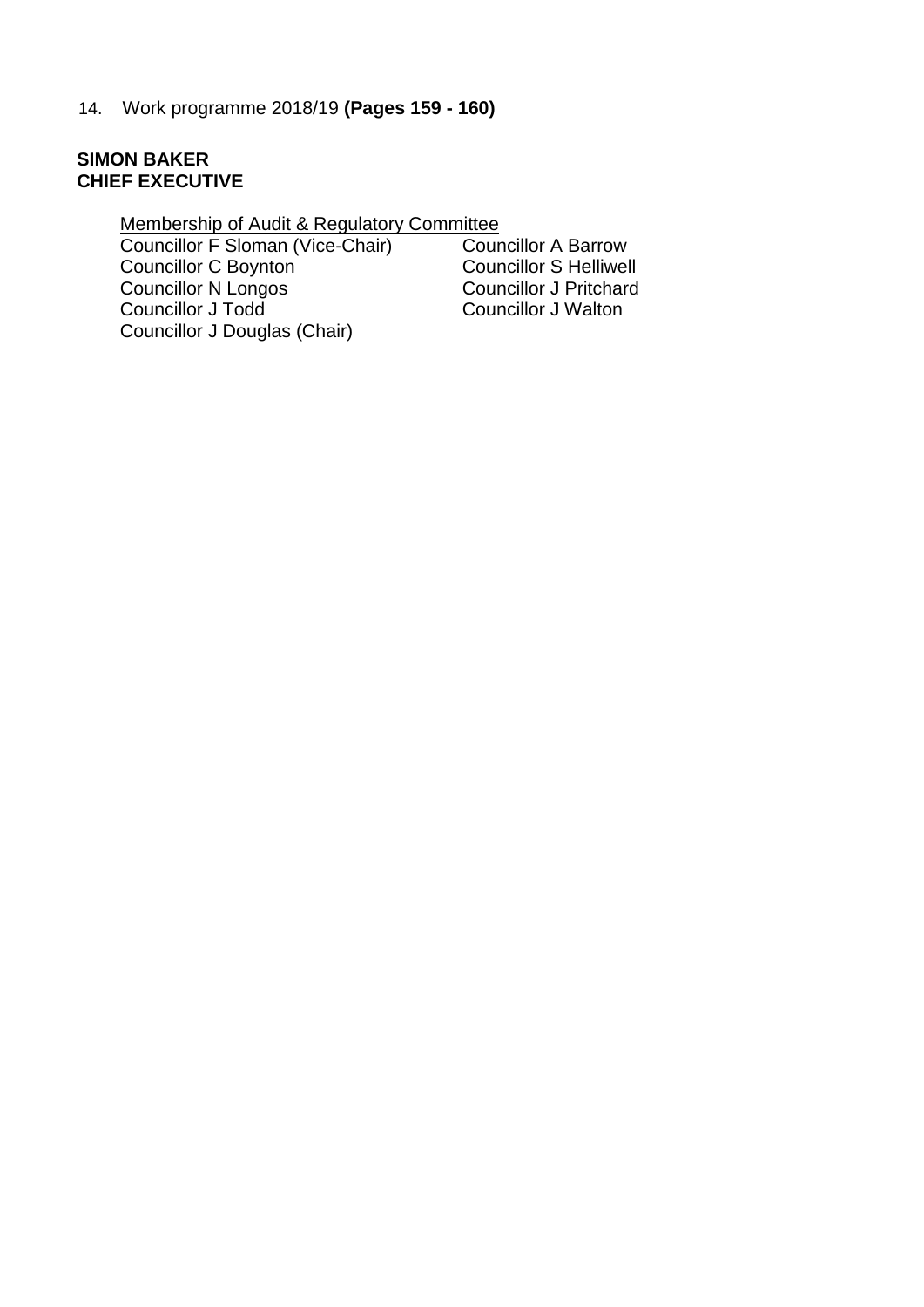14. Work programme 2018/19 **(Pages 159 - 160)**

**SIMON BAKER**
**CHIEF EXECUTIVE**

Membership of Audit & Regulatory Committee

Councillor F Sloman (Vice-Chair)
Councillor C Boynton
Councillor N Longos
Councillor J Todd
Councillor J Douglas (Chair)
Councillor A Barrow
Councillor S Helliwell
Councillor J Pritchard
Councillor J Walton